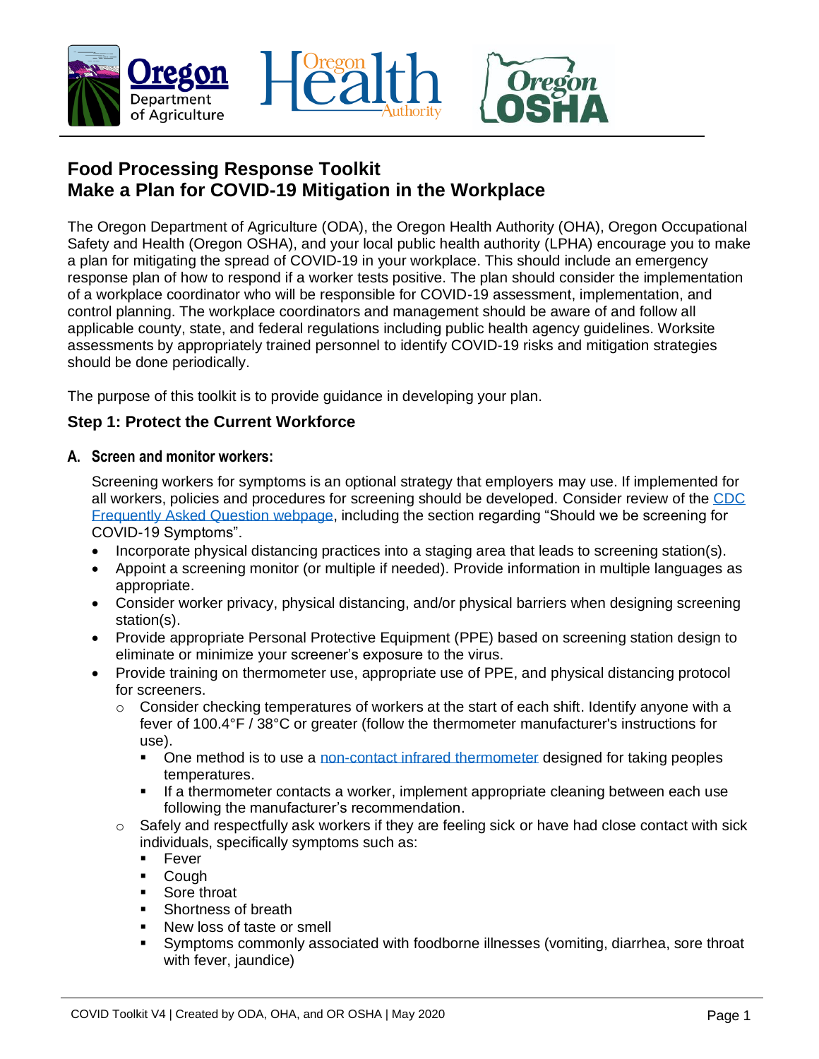# Food Processing Response Toolkit
# Make a Plan for COVID-19 Mitigation in the Workplace

The Oregon Department of Agriculture (ODA), the Oregon Health Authority (OHA), Oregon Occupational Safety and Health (Oregon OSHA), and your local public health authority (LPHA) encourage you to make a plan for mitigating the spread of COVID-19 in your workplace. This should include an emergency response plan of how to respond if a worker tests positive. The plan should consider the implementation of a workplace coordinator who will be responsible for COVID-19 assessment, implementation, and control planning. The workplace coordinators and management should be aware of and follow all applicable county, state, and federal regulations including public health agency guidelines. Worksite assessments by appropriately trained personnel to identify COVID-19 risks and mitigation strategies should be done periodically.

The purpose of this toolkit is to provide guidance in developing your plan.

## Step 1: Protect the Current Workforce

### A. Screen and monitor workers:

Screening workers for symptoms is an optional strategy that employers may use. If implemented for all workers, policies and procedures for screening should be developed. Consider review of the CDC Frequently Asked Question webpage, including the section regarding "Should we be screening for COVID-19 Symptoms".

- Incorporate physical distancing practices into a staging area that leads to screening station(s).
- Appoint a screening monitor (or multiple if needed). Provide information in multiple languages as appropriate.
- Consider worker privacy, physical distancing, and/or physical barriers when designing screening station(s).
- Provide appropriate Personal Protective Equipment (PPE) based on screening station design to eliminate or minimize your screener's exposure to the virus.
- Provide training on thermometer use, appropriate use of PPE, and physical distancing protocol for screeners.
  - Consider checking temperatures of workers at the start of each shift. Identify anyone with a fever of 100.4°F / 38°C or greater (follow the thermometer manufacturer's instructions for use).
    - One method is to use a non-contact infrared thermometer designed for taking peoples temperatures.
    - If a thermometer contacts a worker, implement appropriate cleaning between each use following the manufacturer's recommendation.
  - Safely and respectfully ask workers if they are feeling sick or have had close contact with sick individuals, specifically symptoms such as:
    - Fever
    - Cough
    - Sore throat
    - Shortness of breath
    - New loss of taste or smell
    - Symptoms commonly associated with foodborne illnesses (vomiting, diarrhea, sore throat with fever, jaundice)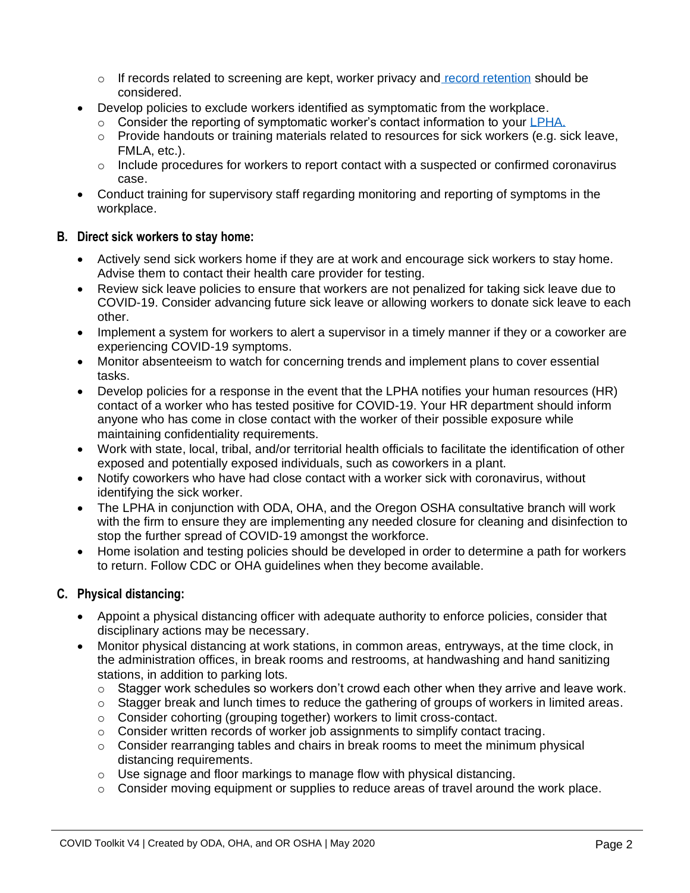- If records related to screening are kept, worker privacy and [record retention](record retention) should be considered.
- Develop policies to exclude workers identified as symptomatic from the workplace.
  - Consider the reporting of symptomatic worker's contact information to your LPHA.
  - Provide handouts or training materials related to resources for sick workers (e.g. sick leave, FMLA, etc.).
  - Include procedures for workers to report contact with a suspected or confirmed coronavirus case.
- Conduct training for supervisory staff regarding monitoring and reporting of symptoms in the workplace.

### B. Direct sick workers to stay home:

- Actively send sick workers home if they are at work and encourage sick workers to stay home. Advise them to contact their health care provider for testing.
- Review sick leave policies to ensure that workers are not penalized for taking sick leave due to COVID-19. Consider advancing future sick leave or allowing workers to donate sick leave to each other.
- Implement a system for workers to alert a supervisor in a timely manner if they or a coworker are experiencing COVID-19 symptoms.
- Monitor absenteeism to watch for concerning trends and implement plans to cover essential tasks.
- Develop policies for a response in the event that the LPHA notifies your human resources (HR) contact of a worker who has tested positive for COVID-19. Your HR department should inform anyone who has come in close contact with the worker of their possible exposure while maintaining confidentiality requirements.
- Work with state, local, tribal, and/or territorial health officials to facilitate the identification of other exposed and potentially exposed individuals, such as coworkers in a plant.
- Notify coworkers who have had close contact with a worker sick with coronavirus, without identifying the sick worker.
- The LPHA in conjunction with ODA, OHA, and the Oregon OSHA consultative branch will work with the firm to ensure they are implementing any needed closure for cleaning and disinfection to stop the further spread of COVID-19 amongst the workforce.
- Home isolation and testing policies should be developed in order to determine a path for workers to return. Follow CDC or OHA guidelines when they become available.

### C. Physical distancing:

- Appoint a physical distancing officer with adequate authority to enforce policies, consider that disciplinary actions may be necessary.
- Monitor physical distancing at work stations, in common areas, entryways, at the time clock, in the administration offices, in break rooms and restrooms, at handwashing and hand sanitizing stations, in addition to parking lots.
  - Stagger work schedules so workers don't crowd each other when they arrive and leave work.
  - Stagger break and lunch times to reduce the gathering of groups of workers in limited areas.
  - Consider cohorting (grouping together) workers to limit cross-contact.
  - Consider written records of worker job assignments to simplify contact tracing.
  - Consider rearranging tables and chairs in break rooms to meet the minimum physical distancing requirements.
  - Use signage and floor markings to manage flow with physical distancing.
  - Consider moving equipment or supplies to reduce areas of travel around the work place.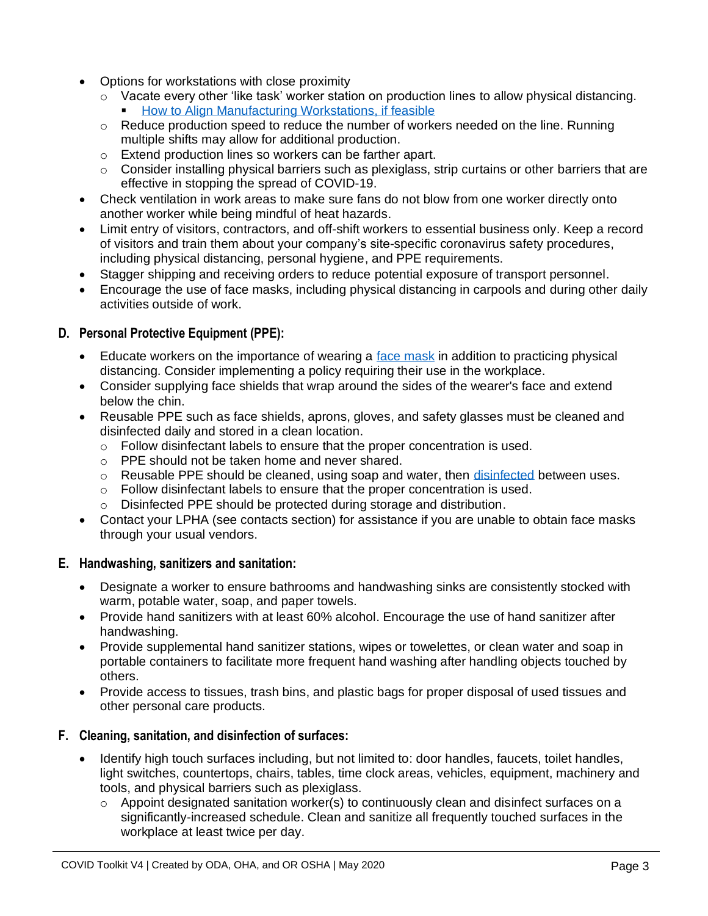- Options for workstations with close proximity
  - Vacate every other 'like task' worker station on production lines to allow physical distancing.
    - [How to Align Manufacturing Workstations, if feasible]
  - Reduce production speed to reduce the number of workers needed on the line. Running multiple shifts may allow for additional production.
  - Extend production lines so workers can be farther apart.
  - Consider installing physical barriers such as plexiglass, strip curtains or other barriers that are effective in stopping the spread of COVID-19.
- Check ventilation in work areas to make sure fans do not blow from one worker directly onto another worker while being mindful of heat hazards.
- Limit entry of visitors, contractors, and off-shift workers to essential business only. Keep a record of visitors and train them about your company's site-specific coronavirus safety procedures, including physical distancing, personal hygiene, and PPE requirements.
- Stagger shipping and receiving orders to reduce potential exposure of transport personnel.
- Encourage the use of face masks, including physical distancing in carpools and during other daily activities outside of work.

### D. Personal Protective Equipment (PPE):

- Educate workers on the importance of wearing a face mask in addition to practicing physical distancing. Consider implementing a policy requiring their use in the workplace.
- Consider supplying face shields that wrap around the sides of the wearer's face and extend below the chin.
- Reusable PPE such as face shields, aprons, gloves, and safety glasses must be cleaned and disinfected daily and stored in a clean location.
  - Follow disinfectant labels to ensure that the proper concentration is used.
  - PPE should not be taken home and never shared.
  - Reusable PPE should be cleaned, using soap and water, then disinfected between uses.
  - Follow disinfectant labels to ensure that the proper concentration is used.
  - Disinfected PPE should be protected during storage and distribution.
- Contact your LPHA (see contacts section) for assistance if you are unable to obtain face masks through your usual vendors.

### E. Handwashing, sanitizers and sanitation:

- Designate a worker to ensure bathrooms and handwashing sinks are consistently stocked with warm, potable water, soap, and paper towels.
- Provide hand sanitizers with at least 60% alcohol. Encourage the use of hand sanitizer after handwashing.
- Provide supplemental hand sanitizer stations, wipes or towelettes, or clean water and soap in portable containers to facilitate more frequent hand washing after handling objects touched by others.
- Provide access to tissues, trash bins, and plastic bags for proper disposal of used tissues and other personal care products.

### F. Cleaning, sanitation, and disinfection of surfaces:

- Identify high touch surfaces including, but not limited to: door handles, faucets, toilet handles, light switches, countertops, chairs, tables, time clock areas, vehicles, equipment, machinery and tools, and physical barriers such as plexiglass.
  - Appoint designated sanitation worker(s) to continuously clean and disinfect surfaces on a significantly-increased schedule. Clean and sanitize all frequently touched surfaces in the workplace at least twice per day.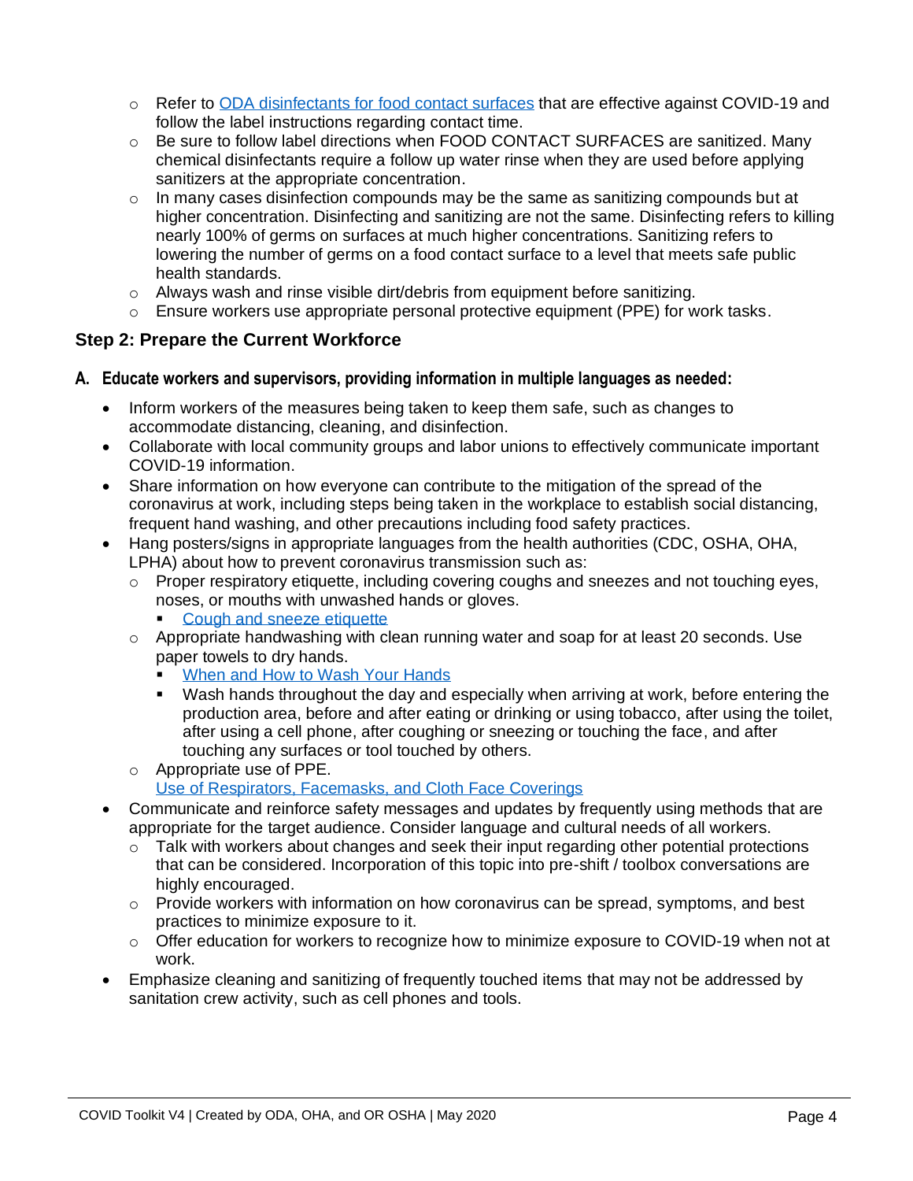- Refer to [ODA disinfectants for food contact surfaces]() that are effective against COVID-19 and follow the label instructions regarding contact time.
- Be sure to follow label directions when FOOD CONTACT SURFACES are sanitized. Many chemical disinfectants require a follow up water rinse when they are used before applying sanitizers at the appropriate concentration.
- In many cases disinfection compounds may be the same as sanitizing compounds but at higher concentration. Disinfecting and sanitizing are not the same. Disinfecting refers to killing nearly 100% of germs on surfaces at much higher concentrations. Sanitizing refers to lowering the number of germs on a food contact surface to a level that meets safe public health standards.
- Always wash and rinse visible dirt/debris from equipment before sanitizing.
- Ensure workers use appropriate personal protective equipment (PPE) for work tasks.

## Step 2: Prepare the Current Workforce

### A. Educate workers and supervisors, providing information in multiple languages as needed:

- Inform workers of the measures being taken to keep them safe, such as changes to accommodate distancing, cleaning, and disinfection.
- Collaborate with local community groups and labor unions to effectively communicate important COVID-19 information.
- Share information on how everyone can contribute to the mitigation of the spread of the coronavirus at work, including steps being taken in the workplace to establish social distancing, frequent hand washing, and other precautions including food safety practices.
- Hang posters/signs in appropriate languages from the health authorities (CDC, OSHA, OHA, LPHA) about how to prevent coronavirus transmission such as:
  - Proper respiratory etiquette, including covering coughs and sneezes and not touching eyes, noses, or mouths with unwashed hands or gloves.
    - [Cough and sneeze etiquette]()
  - Appropriate handwashing with clean running water and soap for at least 20 seconds. Use paper towels to dry hands.
    - [When and How to Wash Your Hands]()
    - Wash hands throughout the day and especially when arriving at work, before entering the production area, before and after eating or drinking or using tobacco, after using the toilet, after using a cell phone, after coughing or sneezing or touching the face, and after touching any surfaces or tool touched by others.
  - Appropriate use of PPE.
    [Use of Respirators, Facemasks, and Cloth Face Coverings]()
- Communicate and reinforce safety messages and updates by frequently using methods that are appropriate for the target audience. Consider language and cultural needs of all workers.
  - Talk with workers about changes and seek their input regarding other potential protections that can be considered. Incorporation of this topic into pre-shift / toolbox conversations are highly encouraged.
  - Provide workers with information on how coronavirus can be spread, symptoms, and best practices to minimize exposure to it.
  - Offer education for workers to recognize how to minimize exposure to COVID-19 when not at work.
- Emphasize cleaning and sanitizing of frequently touched items that may not be addressed by sanitation crew activity, such as cell phones and tools.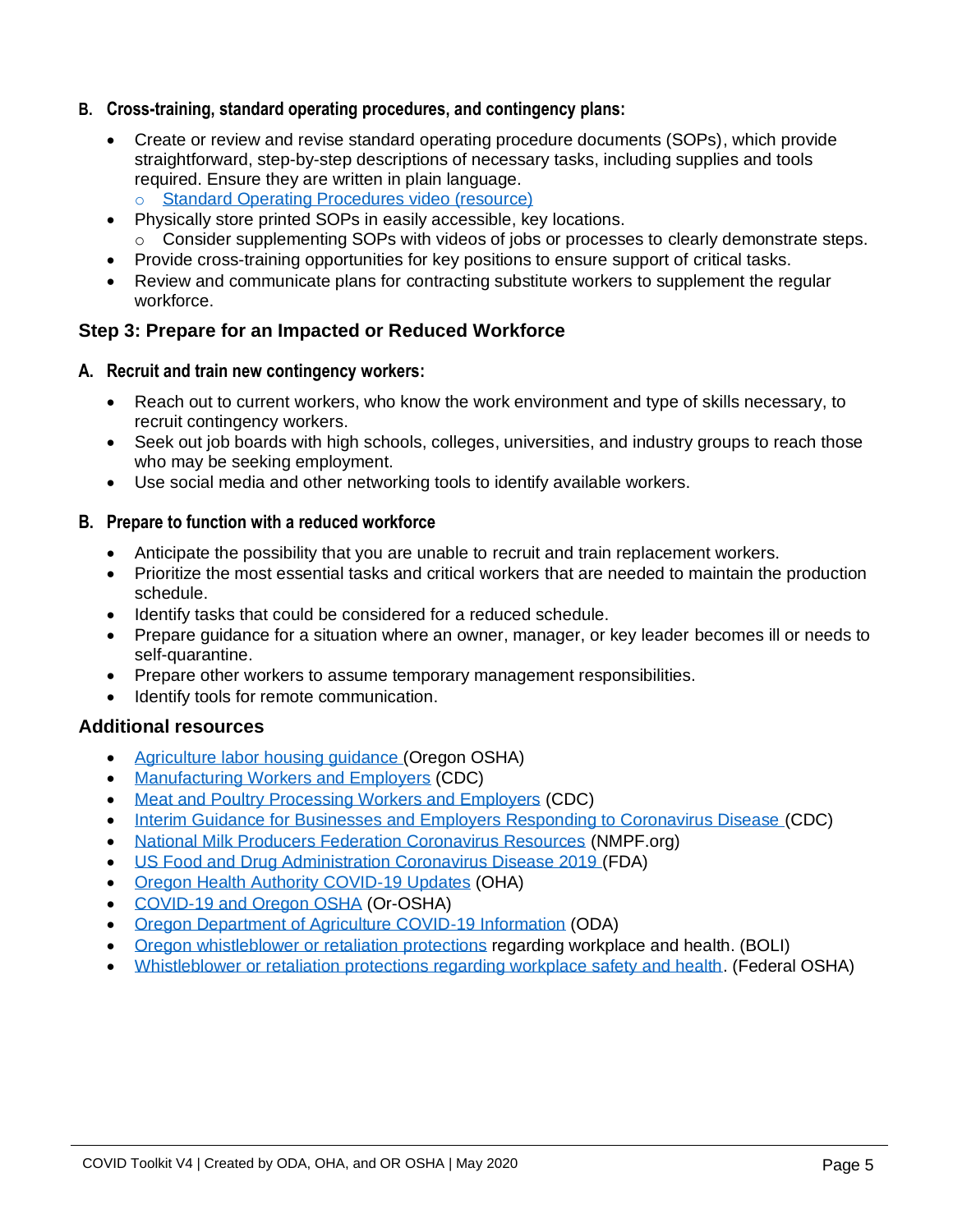### B. Cross-training, standard operating procedures, and contingency plans:

- Create or review and revise standard operating procedure documents (SOPs), which provide straightforward, step-by-step descriptions of necessary tasks, including supplies and tools required. Ensure they are written in plain language.
  - Standard Operating Procedures video (resource)
- Physically store printed SOPs in easily accessible, key locations.
  - Consider supplementing SOPs with videos of jobs or processes to clearly demonstrate steps.
- Provide cross-training opportunities for key positions to ensure support of critical tasks.
- Review and communicate plans for contracting substitute workers to supplement the regular workforce.

## Step 3: Prepare for an Impacted or Reduced Workforce

### A. Recruit and train new contingency workers:

- Reach out to current workers, who know the work environment and type of skills necessary, to recruit contingency workers.
- Seek out job boards with high schools, colleges, universities, and industry groups to reach those who may be seeking employment.
- Use social media and other networking tools to identify available workers.

### B. Prepare to function with a reduced workforce

- Anticipate the possibility that you are unable to recruit and train replacement workers.
- Prioritize the most essential tasks and critical workers that are needed to maintain the production schedule.
- Identify tasks that could be considered for a reduced schedule.
- Prepare guidance for a situation where an owner, manager, or key leader becomes ill or needs to self-quarantine.
- Prepare other workers to assume temporary management responsibilities.
- Identify tools for remote communication.

## Additional resources

- Agriculture labor housing guidance (Oregon OSHA)
- Manufacturing Workers and Employers (CDC)
- Meat and Poultry Processing Workers and Employers (CDC)
- Interim Guidance for Businesses and Employers Responding to Coronavirus Disease (CDC)
- National Milk Producers Federation Coronavirus Resources (NMPF.org)
- US Food and Drug Administration Coronavirus Disease 2019 (FDA)
- Oregon Health Authority COVID-19 Updates (OHA)
- COVID-19 and Oregon OSHA (Or-OSHA)
- Oregon Department of Agriculture COVID-19 Information (ODA)
- Oregon whistleblower or retaliation protections regarding workplace and health. (BOLI)
- Whistleblower or retaliation protections regarding workplace safety and health. (Federal OSHA)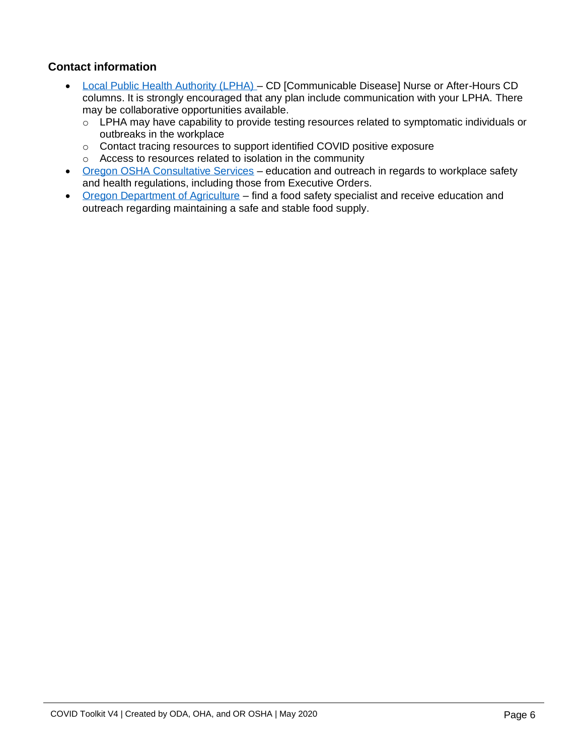### Contact information

- Local Public Health Authority (LPHA) – CD [Communicable Disease] Nurse or After-Hours CD columns. It is strongly encouraged that any plan include communication with your LPHA. There may be collaborative opportunities available.
  - LPHA may have capability to provide testing resources related to symptomatic individuals or outbreaks in the workplace
  - Contact tracing resources to support identified COVID positive exposure
  - Access to resources related to isolation in the community
- Oregon OSHA Consultative Services – education and outreach in regards to workplace safety and health regulations, including those from Executive Orders.
- Oregon Department of Agriculture – find a food safety specialist and receive education and outreach regarding maintaining a safe and stable food supply.